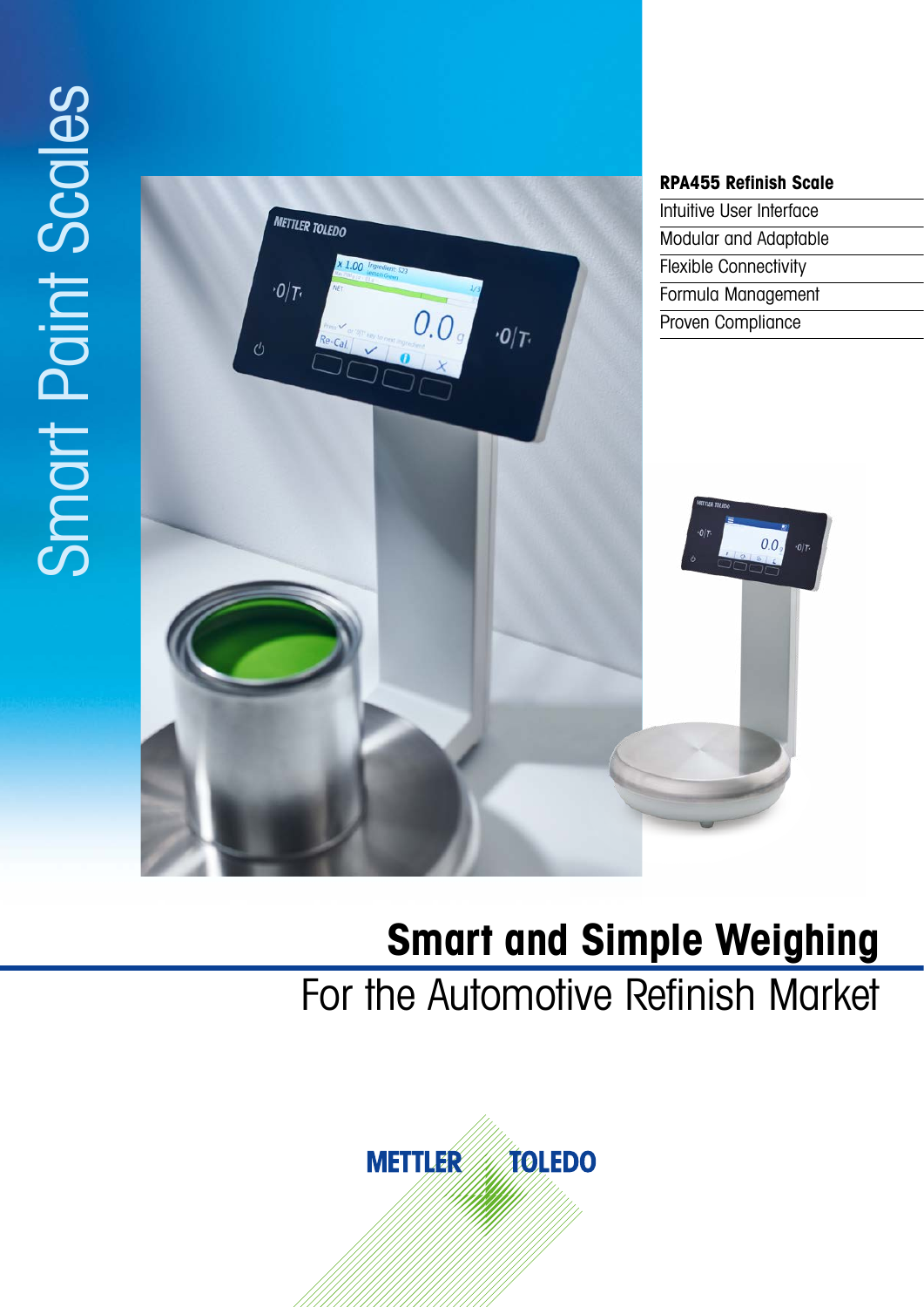# Smart Paint Scales

**RPA455 Refinish Scale**

- Intuitive User Interface
- Modular and Adaptable
- Flexible Connectivity
- Formula Management
- Proven Compliance

## Smart and Simple Weighing

For the Automotive Refinish Market

METTLER TOLEDO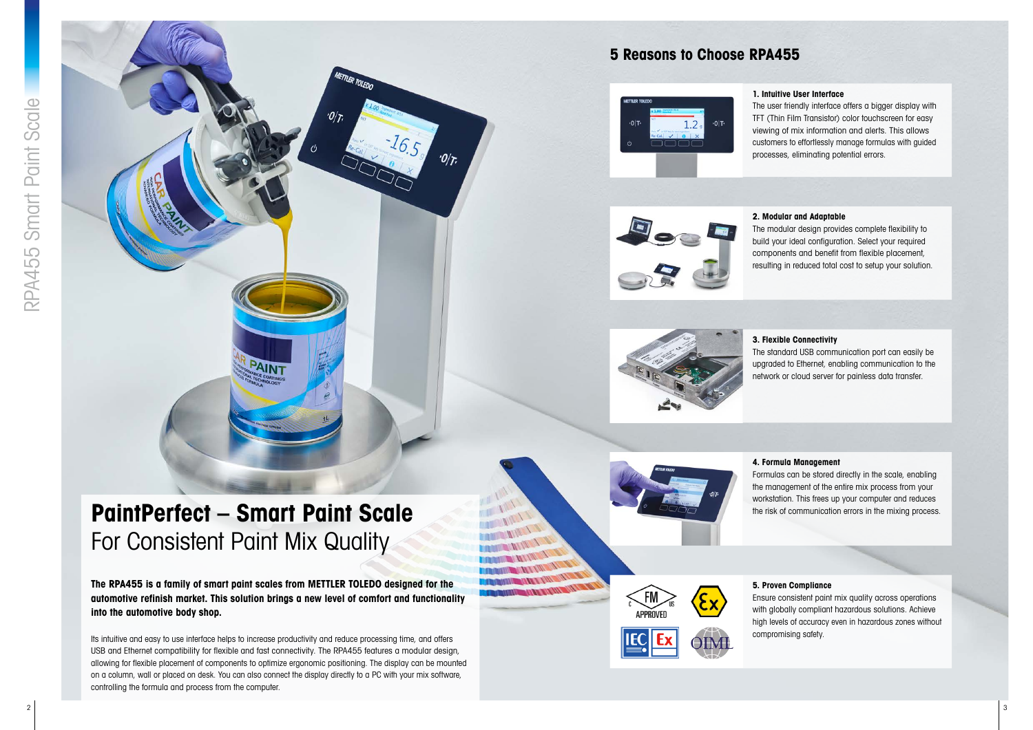# PaintPerfect – Smart Paint Scale

## For Consistent Paint Mix Quality

**The RPA455 is a family of smart paint scales from METTLER TOLEDO designed for the automotive refinish market. This solution brings a new level of comfort and functionality into the automotive body shop.**

Its intuitive and easy to use interface helps to increase productivity and reduce processing time, and offers USB and Ethernet compatibility for flexible and fast connectivity. The RPA455 features a modular design, allowing for flexible placement of components to optimize ergonomic positioning. The display can be mounted on a column, wall or placed on desk. You can also connect the display directly to a PC with your mix software, controlling the formula and process from the computer.

## 5 Reasons to Choose RPA455

**1. Intuitive User Interface**

The user friendly interface offers a bigger display with TFT (Thin Film Transistor) color touchscreen for easy viewing of mix information and alerts. This allows customers to effortlessly manage formulas with guided processes, eliminating potential errors.

**2. Modular and Adaptable**

The modular design provides complete flexibility to build your ideal configuration. Select your required components and benefit from flexible placement, resulting in reduced total cost to setup your solution.

**3. Flexible Connectivity**

The standard USB communication port can easily be upgraded to Ethernet, enabling communication to the network or cloud server for painless data transfer.

**4. Formula Management**

Formulas can be stored directly in the scale, enabling the management of the entire mix process from your workstation. This frees up your computer and reduces the risk of communication errors in the mixing process.

**5. Proven Compliance**

Ensure consistent paint mix quality across operations with globally compliant hazardous solutions. Achieve high levels of accuracy even in hazardous zones without compromising safety.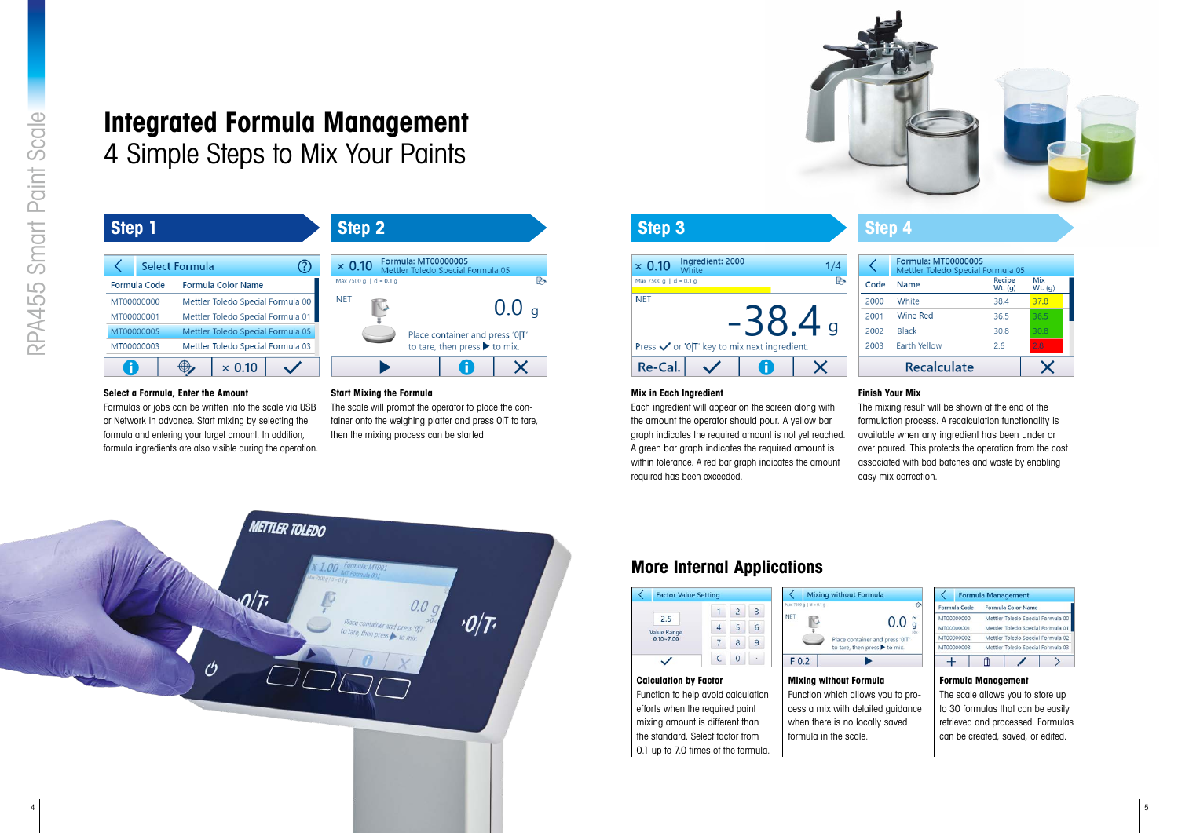# Integrated Formula Management

## 4 Simple Steps to Mix Your Paints

### Step 1

**Select a Formula, Enter the Amount**

Formulas or jobs can be written into the scale via USB or Network in advance. Start mixing by selecting the formula and entering your target amount. In addition, formula ingredients are also visible during the operation.

### Step 2

**Start Mixing the Formula**

The scale will prompt the operator to place the container onto the weighing platter and press 0IT to tare, then the mixing process can be started.

### Step 3

**Mix in Each Ingredient**

Each ingredient will appear on the screen along with the amount the operator should pour. A yellow bar graph indicates the required amount is not yet reached. A green bar graph indicates the required amount is within tolerance. A red bar graph indicates the amount required has been exceeded.

### Step 4

**Finish Your Mix**

The mixing result will be shown at the end of the formulation process. A recalculation functionality is available when any ingredient has been under or over poured. This protects the operation from the cost associated with bad batches and waste by enabling easy mix correction.

## More Internal Applications

**Calculation by Factor**

Function to help avoid calculation efforts when the required paint mixing amount is different than the standard. Select factor from 0.1 up to 7.0 times of the formula.

**Mixing without Formula**

Function which allows you to process a mix with detailed guidance when there is no locally saved formula in the scale.

**Formula Management**

The scale allows you to store up to 30 formulas that can be easily retrieved and processed. Formulas can be created, saved, or edited.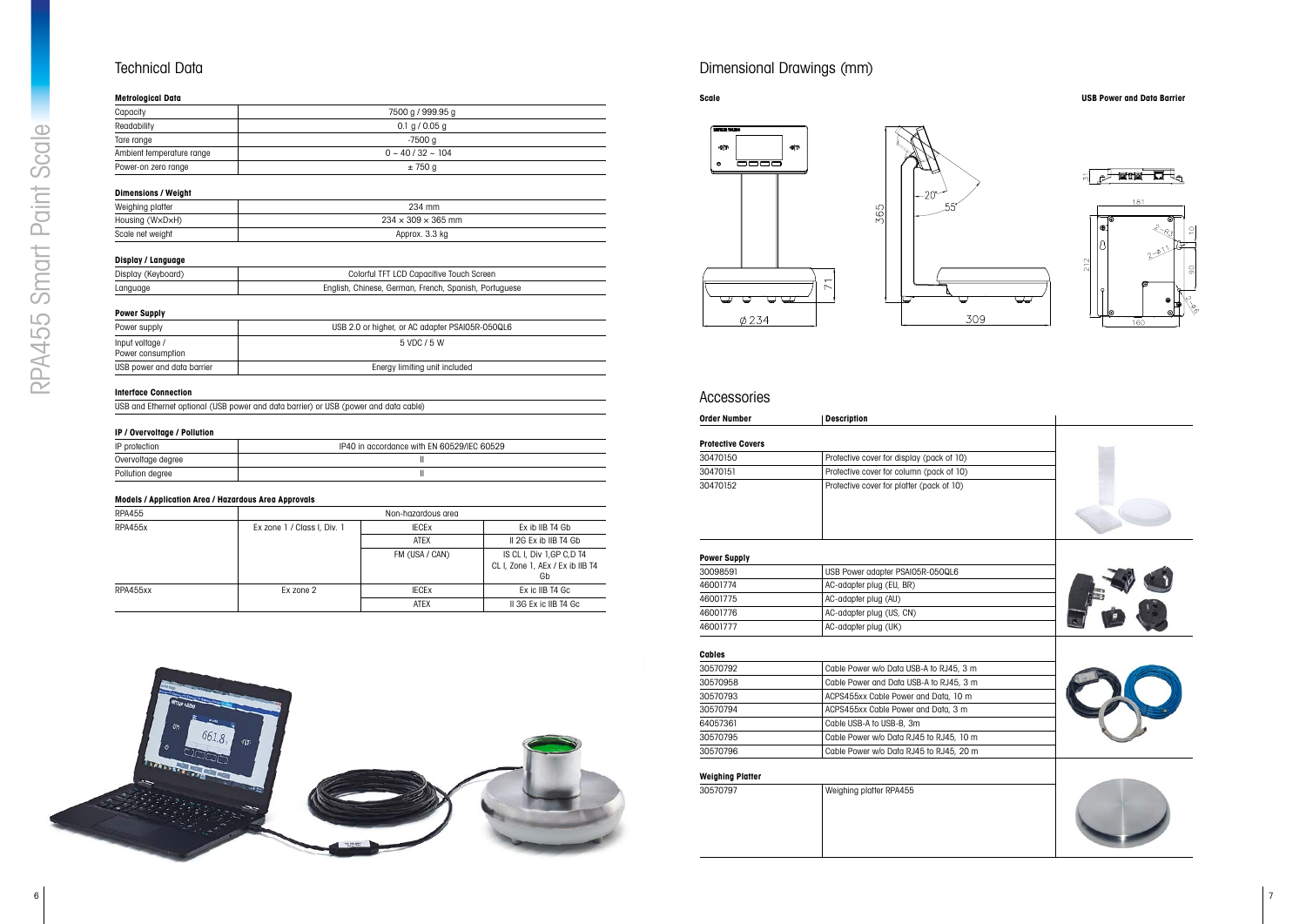# Technical Data

### Metrological Data

| | |
|---|---|
| Capacity | 7500 g / 999.95 g |
| Readability | 0.1 g / 0.05 g |
| Tare range | -7500 g |
| Ambient temperature range | 0 ~ 40 / 32 ~ 104 |
| Power-on zero range | ± 750 g |

### Dimensions / Weight

| | |
|---|---|
| Weighing platter | 234 mm |
| Housing (W×D×H) | 234 × 309 × 365 mm |
| Scale net weight | Approx. 3.3 kg |

### Display / Language

| | |
|---|---|
| Display (Keyboard) | Colorful TFT LCD Capacitive Touch Screen |
| Language | English, Chinese, German, French, Spanish, Portuguese |

### Power Supply

| | |
|---|---|
| Power supply | USB 2.0 or higher, or AC adapter PSAI05R-050QL6 |
| Input voltage / Power consumption | 5 VDC / 5 W |
| USB power and data barrier | Energy limiting unit included |

### Interface Connection

USB and Ethernet optional (USB power and data barrier) or USB (power and data cable)

### IP / Overvoltage / Pollution

| | |
|---|---|
| IP protection | IP40 in accordance with EN 60529/IEC 60529 |
| Overvoltage degree | II |
| Pollution degree | II |

### Models / Application Area / Hazardous Area Approvals

| | | | |
|---|---|---|---|
| RPA455 | Non-hazardous area | | |
| RPA455x | Ex zone 1 / Class I, Div. 1 | IECEx | Ex ib IIB T4 Gb |
| | | ATEX | II 2G Ex ib IIB T4 Gb |
| | | FM (USA / CAN) | IS CL I, Div 1,GP C,D T4 CL I, Zone 1, AEx / Ex ib IIB T4 Gb |
| RPA455xx | Ex zone 2 | IECEx | Ex ic IIB T4 Gc |
| | | ATEX | II 3G Ex ic IIB T4 Gc |

# Dimensional Drawings (mm)

**Scale**

**USB Power and Data Barrier**

# Accessories

| Order Number | Description |
|---|---|
| **Protective Covers** | |
| 30470150 | Protective cover for display (pack of 10) |
| 30470151 | Protective cover for column (pack of 10) |
| 30470152 | Protective cover for platter (pack of 10) |
| **Power Supply** | |
| 30098591 | USB Power adapter PSAI05R-050QL6 |
| 46001774 | AC-adapter plug (EU, BR) |
| 46001775 | AC-adapter plug (AU) |
| 46001776 | AC-adapter plug (US, CN) |
| 46001777 | AC-adapter plug (UK) |
| **Cables** | |
| 30570792 | Cable Power w/o Data USB-A to RJ45, 3 m |
| 30570958 | Cable Power and Data USB-A to RJ45, 3 m |
| 30570793 | ACPS455xx Cable Power and Data, 10 m |
| 30570794 | ACPS455xx Cable Power and Data, 3 m |
| 64057361 | Cable USB-A to USB-B, 3m |
| 30570795 | Cable Power w/o Data RJ45 to RJ45, 10 m |
| 30570796 | Cable Power w/o Data RJ45 to RJ45, 20 m |
| **Weighing Platter** | |
| 30570797 | Weighing platter RPA455 |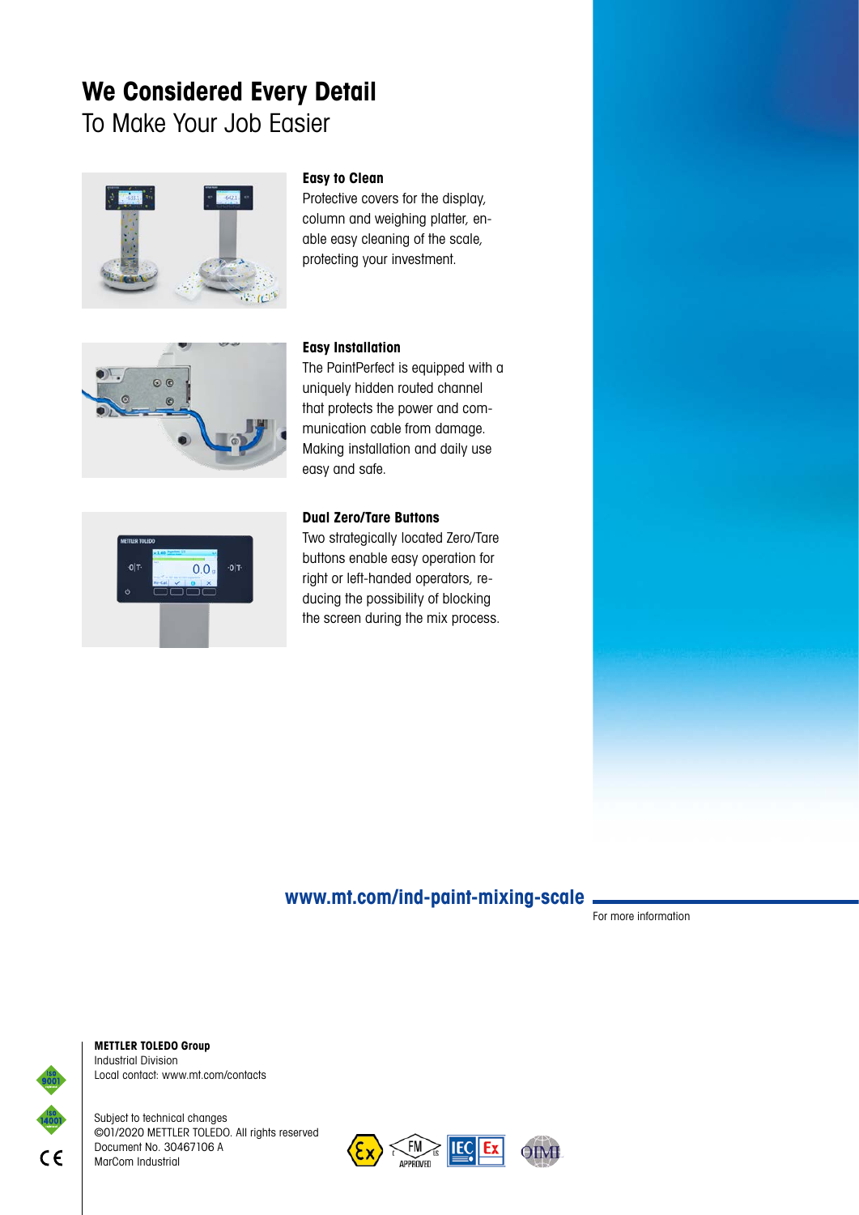# We Considered Every Detail

## To Make Your Job Easier

**Easy to Clean**

Protective covers for the display, column and weighing platter, enable easy cleaning of the scale, protecting your investment.

**Easy Installation**

The PaintPerfect is equipped with a uniquely hidden routed channel that protects the power and communication cable from damage. Making installation and daily use easy and safe.

**Dual Zero/Tare Buttons**

Two strategically located Zero/Tare buttons enable easy operation for right or left-handed operators, reducing the possibility of blocking the screen during the mix process.

**www.mt.com/ind-paint-mixing-scale**

For more information

**METTLER TOLEDO Group**
Industrial Division
Local contact: www.mt.com/contacts

Subject to technical changes
©01/2020 METTLER TOLEDO. All rights reserved
Document No. 30467106 A
MarCom Industrial